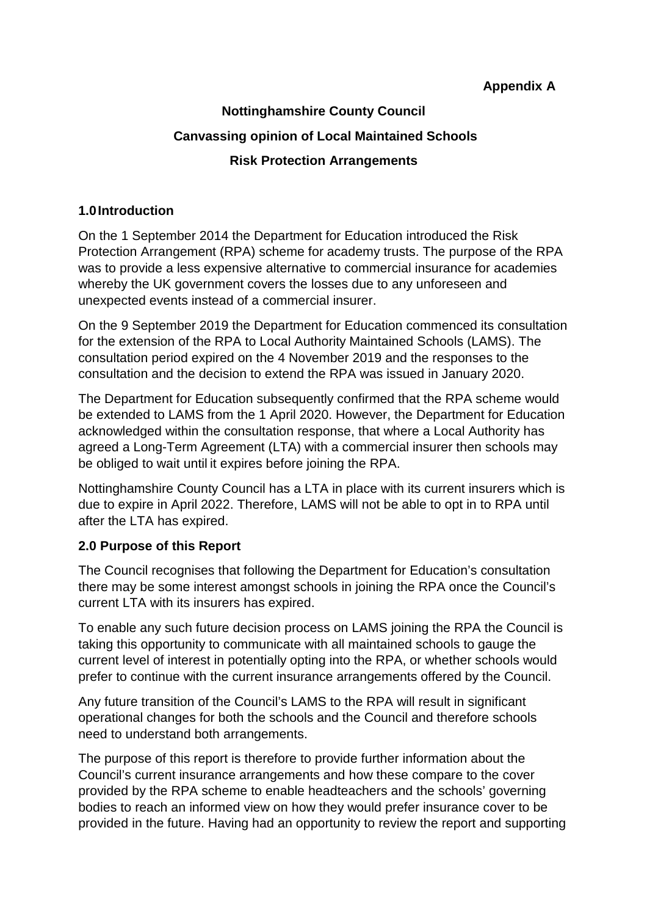**Appendix A**

**Nottinghamshire County Council**

**Canvassing opinion of Local Maintained Schools**

**Risk Protection Arrangements**

## 1.0 Introduction

On the 1 September 2014 the Department for Education introduced the Risk Protection Arrangement (RPA) scheme for academy trusts. The purpose of the RPA was to provide a less expensive alternative to commercial insurance for academies whereby the UK government covers the losses due to any unforeseen and unexpected events instead of a commercial insurer.

On the 9 September 2019 the Department for Education commenced its consultation for the extension of the RPA to Local Authority Maintained Schools (LAMS). The consultation period expired on the 4 November 2019 and the responses to the consultation and the decision to extend the RPA was issued in January 2020.

The Department for Education subsequently confirmed that the RPA scheme would be extended to LAMS from the 1 April 2020. However, the Department for Education acknowledged within the consultation response, that where a Local Authority has agreed a Long-Term Agreement (LTA) with a commercial insurer then schools may be obliged to wait until it expires before joining the RPA.

Nottinghamshire County Council has a LTA in place with its current insurers which is due to expire in April 2022. Therefore, LAMS will not be able to opt in to RPA until after the LTA has expired.

## 2.0 Purpose of this Report

The Council recognises that following the Department for Education's consultation there may be some interest amongst schools in joining the RPA once the Council's current LTA with its insurers has expired.

To enable any such future decision process on LAMS joining the RPA the Council is taking this opportunity to communicate with all maintained schools to gauge the current level of interest in potentially opting into the RPA, or whether schools would prefer to continue with the current insurance arrangements offered by the Council.

Any future transition of the Council's LAMS to the RPA will result in significant operational changes for both the schools and the Council and therefore schools need to understand both arrangements.

The purpose of this report is therefore to provide further information about the Council's current insurance arrangements and how these compare to the cover provided by the RPA scheme to enable headteachers and the schools' governing bodies to reach an informed view on how they would prefer insurance cover to be provided in the future. Having had an opportunity to review the report and supporting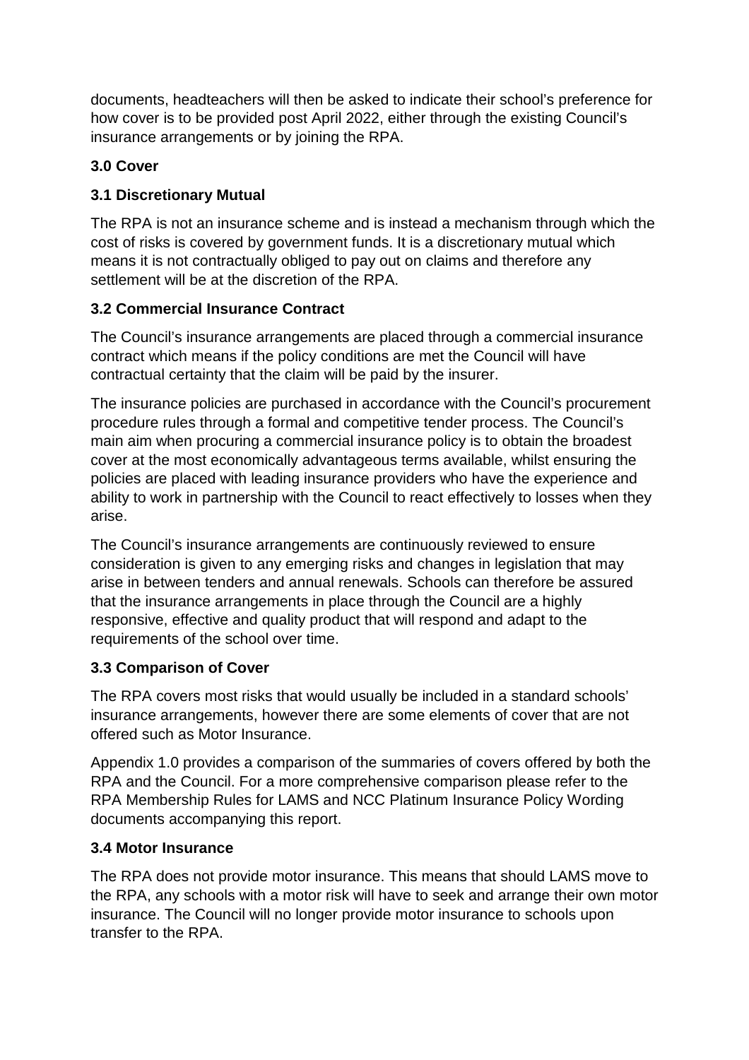documents, headteachers will then be asked to indicate their school's preference for how cover is to be provided post April 2022, either through the existing Council's insurance arrangements or by joining the RPA.

## 3.0 Cover

### 3.1 Discretionary Mutual

The RPA is not an insurance scheme and is instead a mechanism through which the cost of risks is covered by government funds. It is a discretionary mutual which means it is not contractually obliged to pay out on claims and therefore any settlement will be at the discretion of the RPA.

### 3.2 Commercial Insurance Contract

The Council's insurance arrangements are placed through a commercial insurance contract which means if the policy conditions are met the Council will have contractual certainty that the claim will be paid by the insurer.

The insurance policies are purchased in accordance with the Council's procurement procedure rules through a formal and competitive tender process. The Council's main aim when procuring a commercial insurance policy is to obtain the broadest cover at the most economically advantageous terms available, whilst ensuring the policies are placed with leading insurance providers who have the experience and ability to work in partnership with the Council to react effectively to losses when they arise.

The Council's insurance arrangements are continuously reviewed to ensure consideration is given to any emerging risks and changes in legislation that may arise in between tenders and annual renewals. Schools can therefore be assured that the insurance arrangements in place through the Council are a highly responsive, effective and quality product that will respond and adapt to the requirements of the school over time.

### 3.3 Comparison of Cover

The RPA covers most risks that would usually be included in a standard schools' insurance arrangements, however there are some elements of cover that are not offered such as Motor Insurance.

Appendix 1.0 provides a comparison of the summaries of covers offered by both the RPA and the Council. For a more comprehensive comparison please refer to the RPA Membership Rules for LAMS and NCC Platinum Insurance Policy Wording documents accompanying this report.

### 3.4 Motor Insurance

The RPA does not provide motor insurance. This means that should LAMS move to the RPA, any schools with a motor risk will have to seek and arrange their own motor insurance. The Council will no longer provide motor insurance to schools upon transfer to the RPA.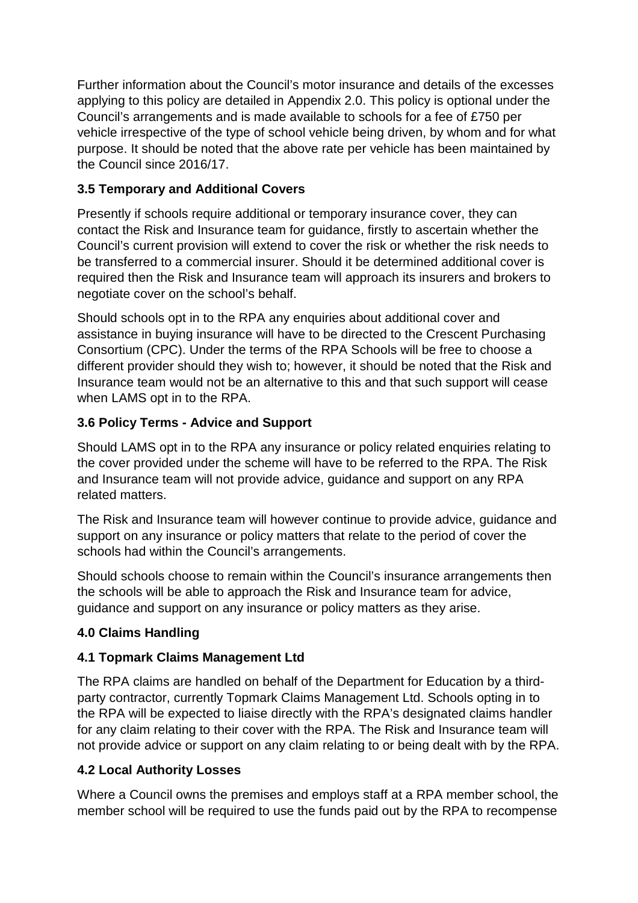Further information about the Council's motor insurance and details of the excesses applying to this policy are detailed in Appendix 2.0. This policy is optional under the Council's arrangements and is made available to schools for a fee of £750 per vehicle irrespective of the type of school vehicle being driven, by whom and for what purpose. It should be noted that the above rate per vehicle has been maintained by the Council since 2016/17.

### 3.5 Temporary and Additional Covers

Presently if schools require additional or temporary insurance cover, they can contact the Risk and Insurance team for guidance, firstly to ascertain whether the Council's current provision will extend to cover the risk or whether the risk needs to be transferred to a commercial insurer. Should it be determined additional cover is required then the Risk and Insurance team will approach its insurers and brokers to negotiate cover on the school's behalf.

Should schools opt in to the RPA any enquiries about additional cover and assistance in buying insurance will have to be directed to the Crescent Purchasing Consortium (CPC). Under the terms of the RPA Schools will be free to choose a different provider should they wish to; however, it should be noted that the Risk and Insurance team would not be an alternative to this and that such support will cease when LAMS opt in to the RPA.

### 3.6 Policy Terms - Advice and Support

Should LAMS opt in to the RPA any insurance or policy related enquiries relating to the cover provided under the scheme will have to be referred to the RPA. The Risk and Insurance team will not provide advice, guidance and support on any RPA related matters.

The Risk and Insurance team will however continue to provide advice, guidance and support on any insurance or policy matters that relate to the period of cover the schools had within the Council's arrangements.

Should schools choose to remain within the Council's insurance arrangements then the schools will be able to approach the Risk and Insurance team for advice, guidance and support on any insurance or policy matters as they arise.

## 4.0 Claims Handling

### 4.1 Topmark Claims Management Ltd

The RPA claims are handled on behalf of the Department for Education by a third-party contractor, currently Topmark Claims Management Ltd. Schools opting in to the RPA will be expected to liaise directly with the RPA's designated claims handler for any claim relating to their cover with the RPA. The Risk and Insurance team will not provide advice or support on any claim relating to or being dealt with by the RPA.

### 4.2 Local Authority Losses

Where a Council owns the premises and employs staff at a RPA member school, the member school will be required to use the funds paid out by the RPA to recompense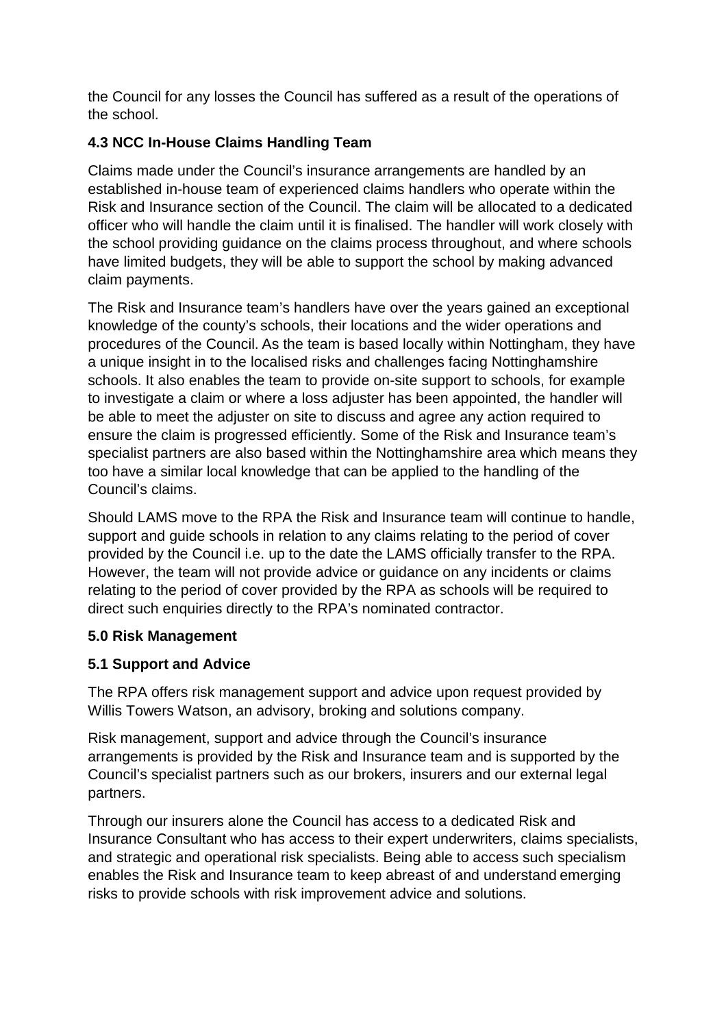the Council for any losses the Council has suffered as a result of the operations of the school.

### 4.3 NCC In-House Claims Handling Team

Claims made under the Council's insurance arrangements are handled by an established in-house team of experienced claims handlers who operate within the Risk and Insurance section of the Council. The claim will be allocated to a dedicated officer who will handle the claim until it is finalised. The handler will work closely with the school providing guidance on the claims process throughout, and where schools have limited budgets, they will be able to support the school by making advanced claim payments.

The Risk and Insurance team's handlers have over the years gained an exceptional knowledge of the county's schools, their locations and the wider operations and procedures of the Council. As the team is based locally within Nottingham, they have a unique insight in to the localised risks and challenges facing Nottinghamshire schools. It also enables the team to provide on-site support to schools, for example to investigate a claim or where a loss adjuster has been appointed, the handler will be able to meet the adjuster on site to discuss and agree any action required to ensure the claim is progressed efficiently. Some of the Risk and Insurance team's specialist partners are also based within the Nottinghamshire area which means they too have a similar local knowledge that can be applied to the handling of the Council's claims.

Should LAMS move to the RPA the Risk and Insurance team will continue to handle, support and guide schools in relation to any claims relating to the period of cover provided by the Council i.e. up to the date the LAMS officially transfer to the RPA. However, the team will not provide advice or guidance on any incidents or claims relating to the period of cover provided by the RPA as schools will be required to direct such enquiries directly to the RPA's nominated contractor.

## 5.0 Risk Management

### 5.1 Support and Advice

The RPA offers risk management support and advice upon request provided by Willis Towers Watson, an advisory, broking and solutions company.

Risk management, support and advice through the Council's insurance arrangements is provided by the Risk and Insurance team and is supported by the Council's specialist partners such as our brokers, insurers and our external legal partners.

Through our insurers alone the Council has access to a dedicated Risk and Insurance Consultant who has access to their expert underwriters, claims specialists, and strategic and operational risk specialists. Being able to access such specialism enables the Risk and Insurance team to keep abreast of and understand emerging risks to provide schools with risk improvement advice and solutions.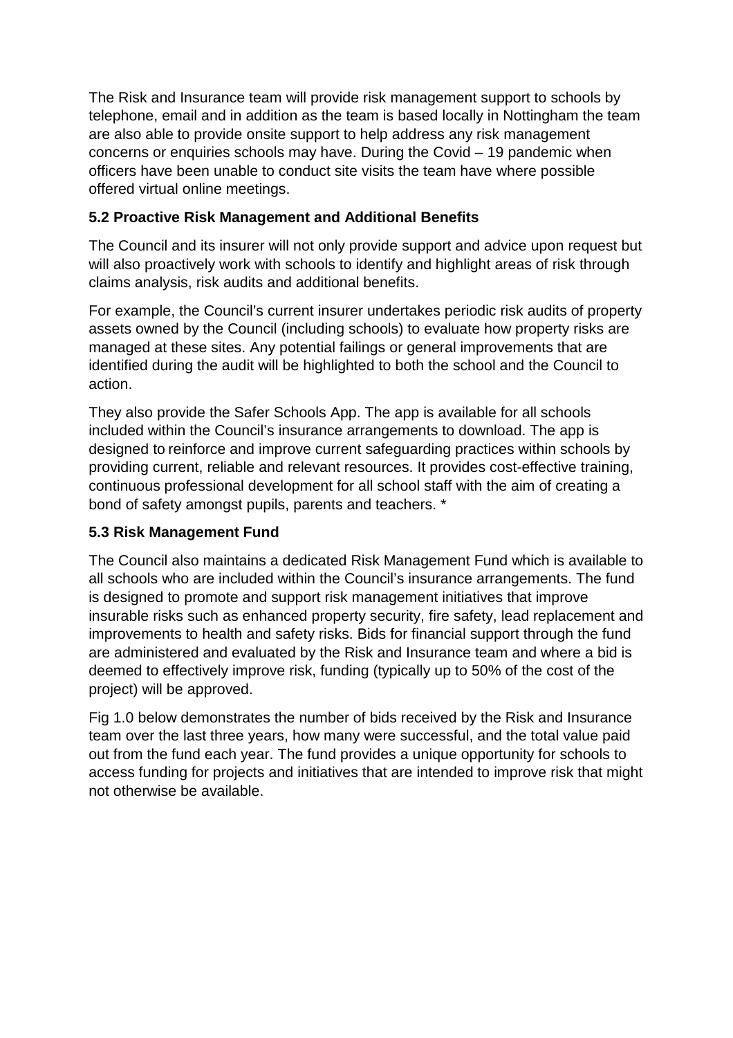The Risk and Insurance team will provide risk management support to schools by telephone, email and in addition as the team is based locally in Nottingham the team are also able to provide onsite support to help address any risk management concerns or enquiries schools may have. During the Covid – 19 pandemic when officers have been unable to conduct site visits the team have where possible offered virtual online meetings.

### 5.2 Proactive Risk Management and Additional Benefits

The Council and its insurer will not only provide support and advice upon request but will also proactively work with schools to identify and highlight areas of risk through claims analysis, risk audits and additional benefits.

For example, the Council's current insurer undertakes periodic risk audits of property assets owned by the Council (including schools) to evaluate how property risks are managed at these sites. Any potential failings or general improvements that are identified during the audit will be highlighted to both the school and the Council to action.

They also provide the Safer Schools App. The app is available for all schools included within the Council's insurance arrangements to download. The app is designed to reinforce and improve current safeguarding practices within schools by providing current, reliable and relevant resources. It provides cost-effective training, continuous professional development for all school staff with the aim of creating a bond of safety amongst pupils, parents and teachers. *

### 5.3 Risk Management Fund

The Council also maintains a dedicated Risk Management Fund which is available to all schools who are included within the Council's insurance arrangements. The fund is designed to promote and support risk management initiatives that improve insurable risks such as enhanced property security, fire safety, lead replacement and improvements to health and safety risks. Bids for financial support through the fund are administered and evaluated by the Risk and Insurance team and where a bid is deemed to effectively improve risk, funding (typically up to 50% of the cost of the project) will be approved.

Fig 1.0 below demonstrates the number of bids received by the Risk and Insurance team over the last three years, how many were successful, and the total value paid out from the fund each year. The fund provides a unique opportunity for schools to access funding for projects and initiatives that are intended to improve risk that might not otherwise be available.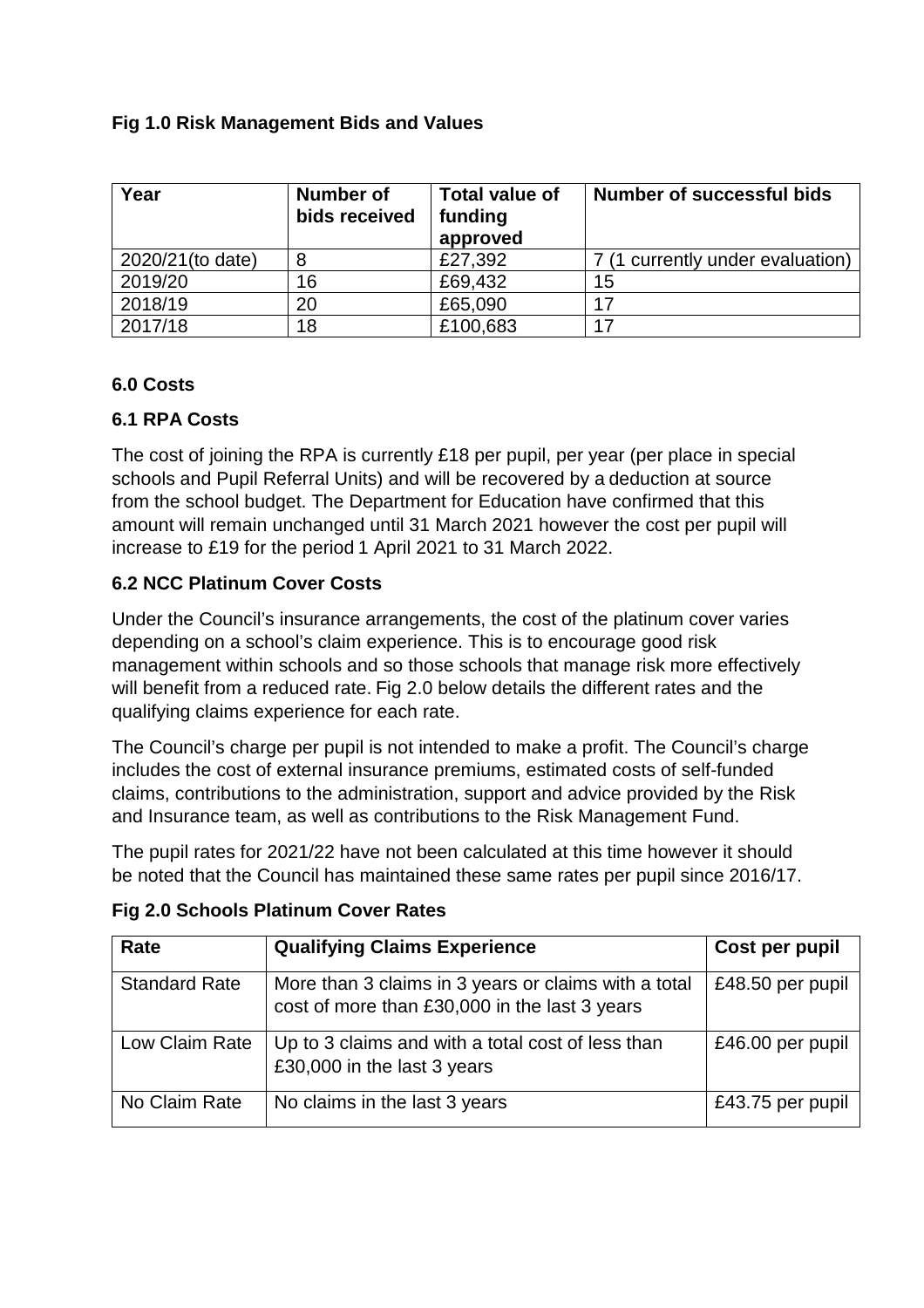**Fig 1.0 Risk Management Bids and Values**

| Year | Number of bids received | Total value of funding approved | Number of successful bids |
|---|---|---|---|
| 2020/21(to date) | 8 | £27,392 | 7 (1 currently under evaluation) |
| 2019/20 | 16 | £69,432 | 15 |
| 2018/19 | 20 | £65,090 | 17 |
| 2017/18 | 18 | £100,683 | 17 |

## 6.0 Costs

### 6.1 RPA Costs

The cost of joining the RPA is currently £18 per pupil, per year (per place in special schools and Pupil Referral Units) and will be recovered by a deduction at source from the school budget. The Department for Education have confirmed that this amount will remain unchanged until 31 March 2021 however the cost per pupil will increase to £19 for the period 1 April 2021 to 31 March 2022.

### 6.2 NCC Platinum Cover Costs

Under the Council's insurance arrangements, the cost of the platinum cover varies depending on a school's claim experience. This is to encourage good risk management within schools and so those schools that manage risk more effectively will benefit from a reduced rate. Fig 2.0 below details the different rates and the qualifying claims experience for each rate.

The Council's charge per pupil is not intended to make a profit. The Council's charge includes the cost of external insurance premiums, estimated costs of self-funded claims, contributions to the administration, support and advice provided by the Risk and Insurance team, as well as contributions to the Risk Management Fund.

The pupil rates for 2021/22 have not been calculated at this time however it should be noted that the Council has maintained these same rates per pupil since 2016/17.

**Fig 2.0 Schools Platinum Cover Rates**

| Rate | Qualifying Claims Experience | Cost per pupil |
|---|---|---|
| Standard Rate | More than 3 claims in 3 years or claims with a total cost of more than £30,000 in the last 3 years | £48.50 per pupil |
| Low Claim Rate | Up to 3 claims and with a total cost of less than £30,000 in the last 3 years | £46.00 per pupil |
| No Claim Rate | No claims in the last 3 years | £43.75 per pupil |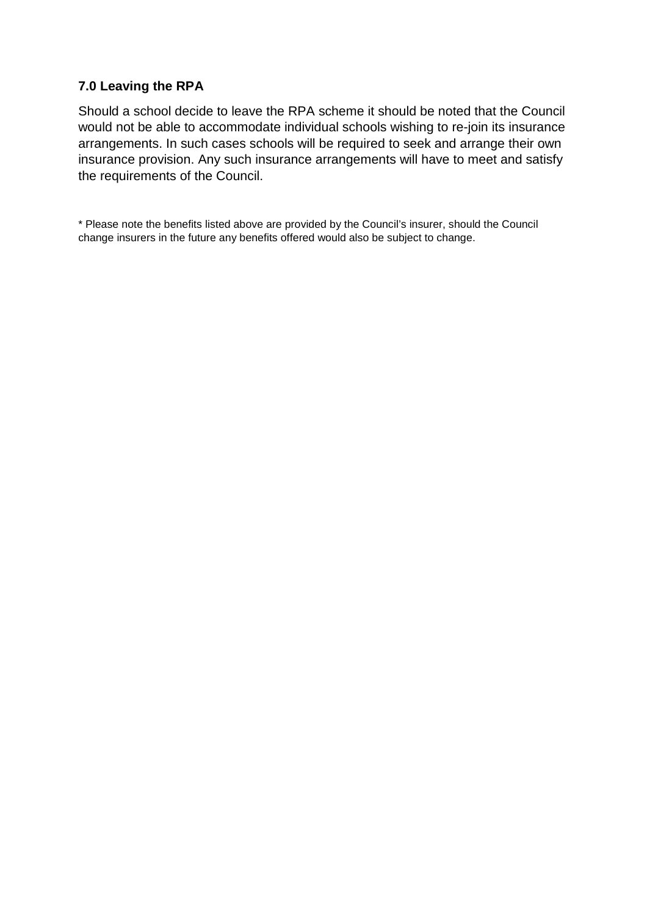### 7.0 Leaving the RPA

Should a school decide to leave the RPA scheme it should be noted that the Council would not be able to accommodate individual schools wishing to re-join its insurance arrangements. In such cases schools will be required to seek and arrange their own insurance provision. Any such insurance arrangements will have to meet and satisfy the requirements of the Council.

* Please note the benefits listed above are provided by the Council's insurer, should the Council change insurers in the future any benefits offered would also be subject to change.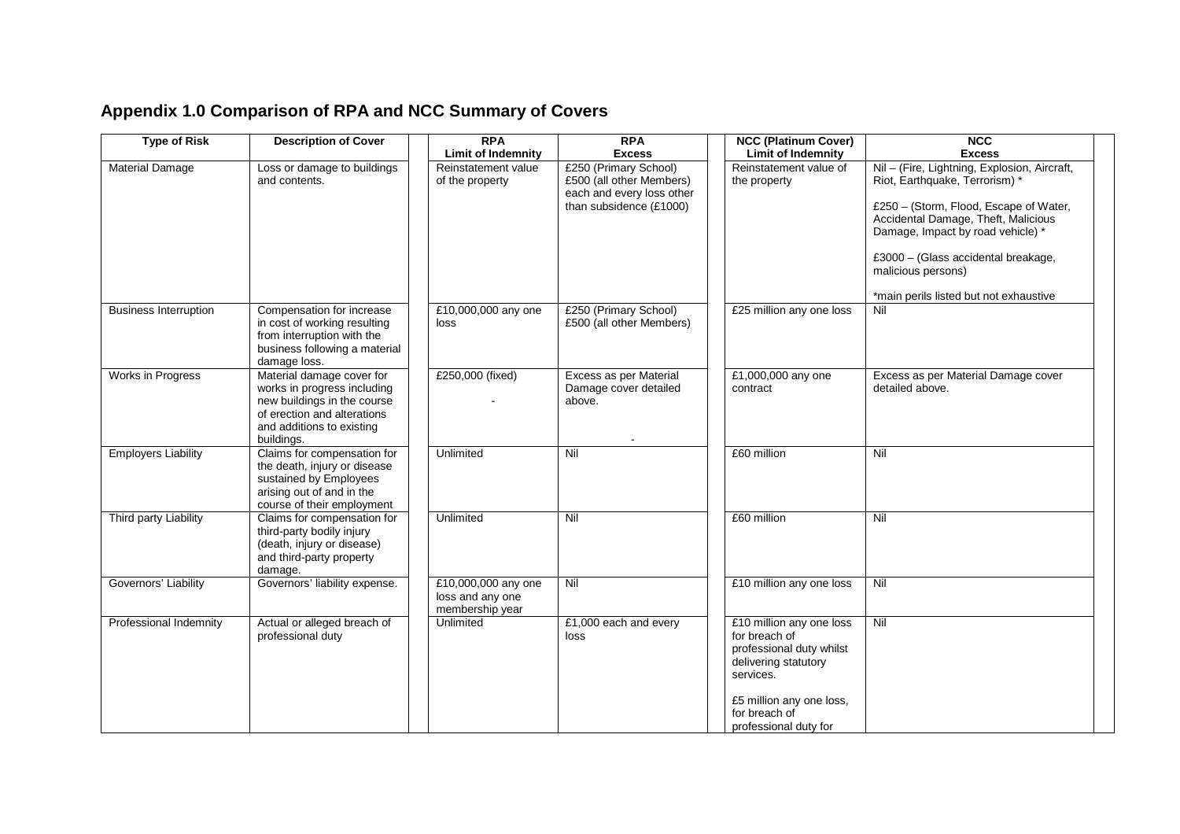## Appendix 1.0 Comparison of RPA and NCC Summary of Covers

| Type of Risk | Description of Cover | RPA Limit of Indemnity | RPA Excess | NCC (Platinum Cover) Limit of Indemnity | NCC Excess |
|---|---|---|---|---|---|
| Material Damage | Loss or damage to buildings and contents. | Reinstatement value of the property | £250 (Primary School) £500 (all other Members) each and every loss other than subsidence (£1000) | Reinstatement value of the property | Nil – (Fire, Lightning, Explosion, Aircraft, Riot, Earthquake, Terrorism) * <br><br> £250 – (Storm, Flood, Escape of Water, Accidental Damage, Theft, Malicious Damage, Impact by road vehicle) * <br><br> £3000 – (Glass accidental breakage, malicious persons) <br><br> *main perils listed but not exhaustive |
| Business Interruption | Compensation for increase in cost of working resulting from interruption with the business following a material damage loss. | £10,000,000 any one loss | £250 (Primary School) £500 (all other Members) | £25 million any one loss | Nil |
| Works in Progress | Material damage cover for works in progress including new buildings in the course of erection and alterations and additions to existing buildings. | £250,000 (fixed) <br> - | Excess as per Material Damage cover detailed above. <br> - | £1,000,000 any one contract | Excess as per Material Damage cover detailed above. |
| Employers Liability | Claims for compensation for the death, injury or disease sustained by Employees arising out of and in the course of their employment | Unlimited | Nil | £60 million | Nil |
| Third party Liability | Claims for compensation for third-party bodily injury (death, injury or disease) and third-party property damage. | Unlimited | Nil | £60 million | Nil |
| Governors' Liability | Governors' liability expense. | £10,000,000 any one loss and any one membership year | Nil | £10 million any one loss | Nil |
| Professional Indemnity | Actual or alleged breach of professional duty | Unlimited | £1,000 each and every loss | £10 million any one loss for breach of professional duty whilst delivering statutory services. <br><br> £5 million any one loss, for breach of professional duty for | Nil |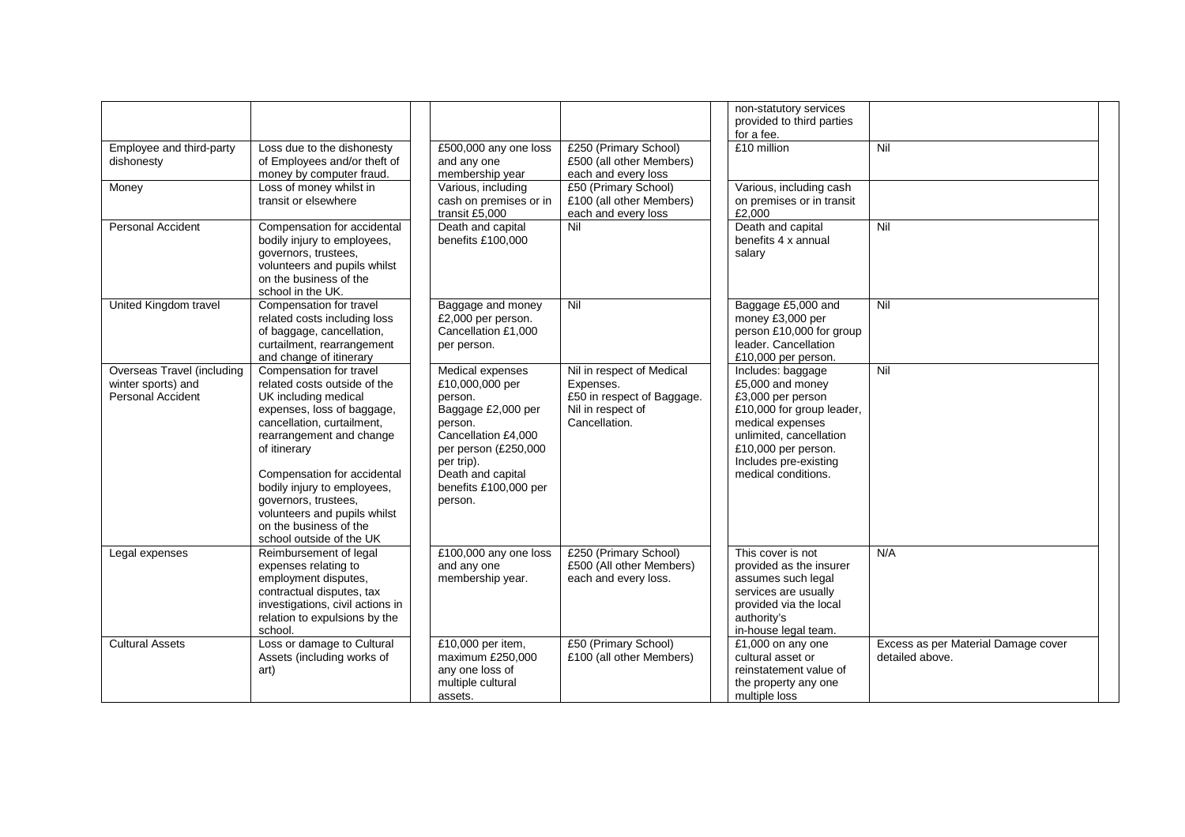| | | | | | |
|---|---|---|---|---|---|
| | | | | non-statutory services provided to third parties for a fee. | |
| Employee and third-party dishonesty | Loss due to the dishonesty of Employees and/or theft of money by computer fraud. | £500,000 any one loss and any one membership year | £250 (Primary School) £500 (all other Members) each and every loss | £10 million | Nil |
| Money | Loss of money whilst in transit or elsewhere | Various, including cash on premises or in transit £5,000 | £50 (Primary School) £100 (all other Members) each and every loss | Various, including cash on premises or in transit £2,000 | |
| Personal Accident | Compensation for accidental bodily injury to employees, governors, trustees, volunteers and pupils whilst on the business of the school in the UK. | Death and capital benefits £100,000 | Nil | Death and capital benefits 4 x annual salary | Nil |
| United Kingdom travel | Compensation for travel related costs including loss of baggage, cancellation, curtailment, rearrangement and change of itinerary | Baggage and money £2,000 per person. Cancellation £1,000 per person. | Nil | Baggage £5,000 and money £3,000 per person £10,000 for group leader. Cancellation £10,000 per person. | Nil |
| Overseas Travel (including winter sports) and Personal Accident | Compensation for travel related costs outside of the UK including medical expenses, loss of baggage, cancellation, curtailment, rearrangement and change of itinerary<br><br>Compensation for accidental bodily injury to employees, governors, trustees, volunteers and pupils whilst on the business of the school outside of the UK | Medical expenses £10,000,000 per person. Baggage £2,000 per person. Cancellation £4,000 per person (£250,000 per trip). Death and capital benefits £100,000 per person. | Nil in respect of Medical Expenses. £50 in respect of Baggage. Nil in respect of Cancellation. | Includes: baggage £5,000 and money £3,000 per person £10,000 for group leader, medical expenses unlimited, cancellation £10,000 per person. Includes pre-existing medical conditions. | Nil |
| Legal expenses | Reimbursement of legal expenses relating to employment disputes, contractual disputes, tax investigations, civil actions in relation to expulsions by the school. | £100,000 any one loss and any one membership year. | £250 (Primary School) £500 (All other Members) each and every loss. | This cover is not provided as the insurer assumes such legal services are usually provided via the local authority's in-house legal team. | N/A |
| Cultural Assets | Loss or damage to Cultural Assets (including works of art) | £10,000 per item, maximum £250,000 any one loss of multiple cultural assets. | £50 (Primary School) £100 (all other Members) | £1,000 on any one cultural asset or reinstatement value of the property any one multiple loss | Excess as per Material Damage cover detailed above. |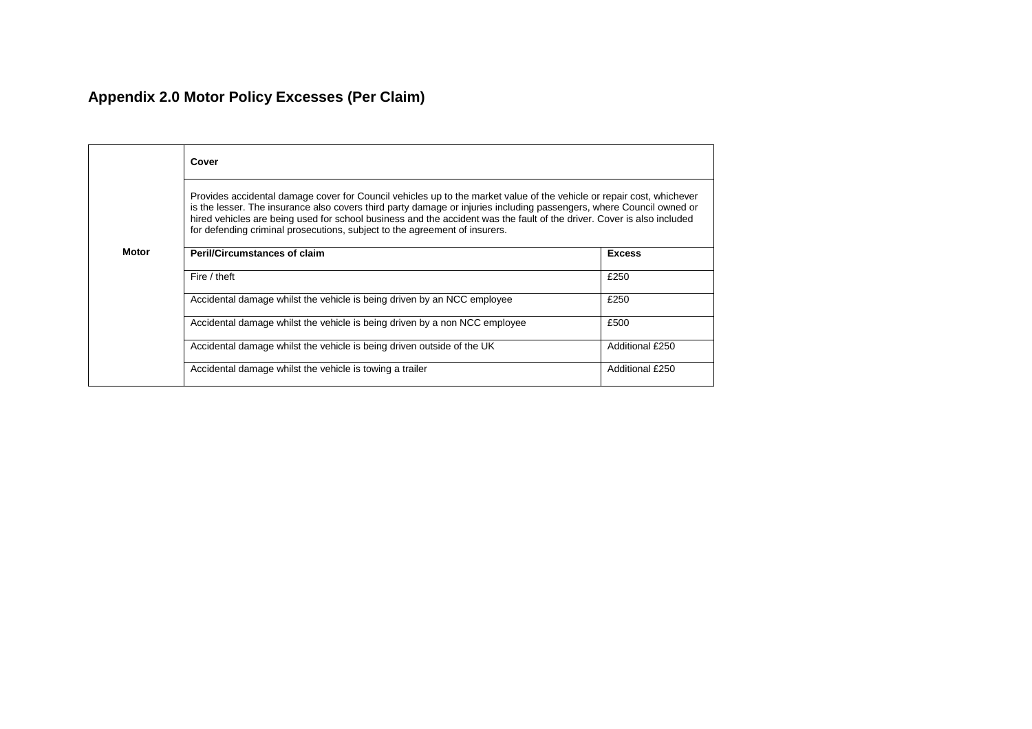## Appendix 2.0 Motor Policy Excesses (Per Claim)

| | | |
|---|---|---|
| Motor | **Cover** | |
| | Provides accidental damage cover for Council vehicles up to the market value of the vehicle or repair cost, whichever is the lesser. The insurance also covers third party damage or injuries including passengers, where Council owned or hired vehicles are being used for school business and the accident was the fault of the driver. Cover is also included for defending criminal prosecutions, subject to the agreement of insurers. | |
| | **Peril/Circumstances of claim** | **Excess** |
| | Fire / theft | £250 |
| | Accidental damage whilst the vehicle is being driven by an NCC employee | £250 |
| | Accidental damage whilst the vehicle is being driven by a non NCC employee | £500 |
| | Accidental damage whilst the vehicle is being driven outside of the UK | Additional £250 |
| | Accidental damage whilst the vehicle is towing a trailer | Additional £250 |